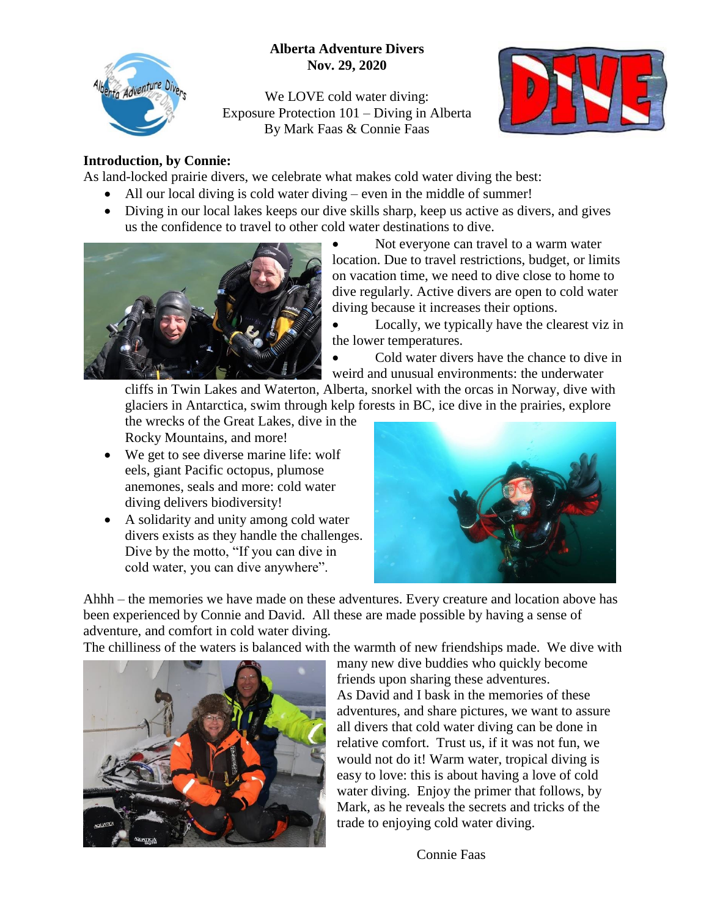**Alberta Adventure Divers**
**Nov. 29, 2020**

We LOVE cold water diving:
Exposure Protection 101 – Diving in Alberta
By Mark Faas & Connie Faas

**Introduction, by Connie:**

As land-locked prairie divers, we celebrate what makes cold water diving the best:

- All our local diving is cold water diving – even in the middle of summer!
- Diving in our local lakes keeps our dive skills sharp, keep us active as divers, and gives us the confidence to travel to other cold water destinations to dive.
- Not everyone can travel to a warm water location. Due to travel restrictions, budget, or limits on vacation time, we need to dive close to home to dive regularly. Active divers are open to cold water diving because it increases their options.
- Locally, we typically have the clearest viz in the lower temperatures.
- Cold water divers have the chance to dive in weird and unusual environments: the underwater cliffs in Twin Lakes and Waterton, Alberta, snorkel with the orcas in Norway, dive with glaciers in Antarctica, swim through kelp forests in BC, ice dive in the prairies, explore the wrecks of the Great Lakes, dive in the Rocky Mountains, and more!
- We get to see diverse marine life: wolf eels, giant Pacific octopus, plumose anemones, seals and more: cold water diving delivers biodiversity!
- A solidarity and unity among cold water divers exists as they handle the challenges. Dive by the motto, "If you can dive in cold water, you can dive anywhere".

Ahhh – the memories we have made on these adventures. Every creature and location above has been experienced by Connie and David. All these are made possible by having a sense of adventure, and comfort in cold water diving.

The chilliness of the waters is balanced with the warmth of new friendships made. We dive with many new dive buddies who quickly become friends upon sharing these adventures.

As David and I bask in the memories of these adventures, and share pictures, we want to assure all divers that cold water diving can be done in relative comfort. Trust us, if it was not fun, we would not do it! Warm water, tropical diving is easy to love: this is about having a love of cold water diving. Enjoy the primer that follows, by Mark, as he reveals the secrets and tricks of the trade to enjoying cold water diving.

Connie Faas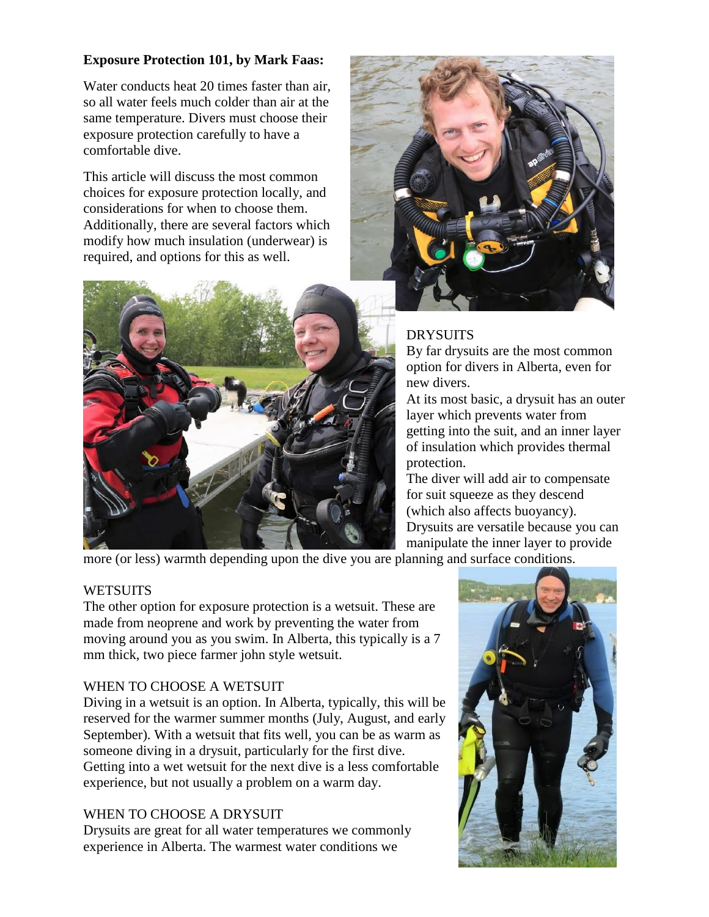**Exposure Protection 101, by Mark Faas:**

Water conducts heat 20 times faster than air, so all water feels much colder than air at the same temperature. Divers must choose their exposure protection carefully to have a comfortable dive.

This article will discuss the most common choices for exposure protection locally, and considerations for when to choose them. Additionally, there are several factors which modify how much insulation (underwear) is required, and options for this as well.

DRYSUITS

By far drysuits are the most common option for divers in Alberta, even for new divers.

At its most basic, a drysuit has an outer layer which prevents water from getting into the suit, and an inner layer of insulation which provides thermal protection.

The diver will add air to compensate for suit squeeze as they descend (which also affects buoyancy).

Drysuits are versatile because you can manipulate the inner layer to provide more (or less) warmth depending upon the dive you are planning and surface conditions.

WETSUITS

The other option for exposure protection is a wetsuit. These are made from neoprene and work by preventing the water from moving around you as you swim. In Alberta, this typically is a 7 mm thick, two piece farmer john style wetsuit.

WHEN TO CHOOSE A WETSUIT

Diving in a wetsuit is an option. In Alberta, typically, this will be reserved for the warmer summer months (July, August, and early September). With a wetsuit that fits well, you can be as warm as someone diving in a drysuit, particularly for the first dive. Getting into a wet wetsuit for the next dive is a less comfortable experience, but not usually a problem on a warm day.

WHEN TO CHOOSE A DRYSUIT

Drysuits are great for all water temperatures we commonly experience in Alberta. The warmest water conditions we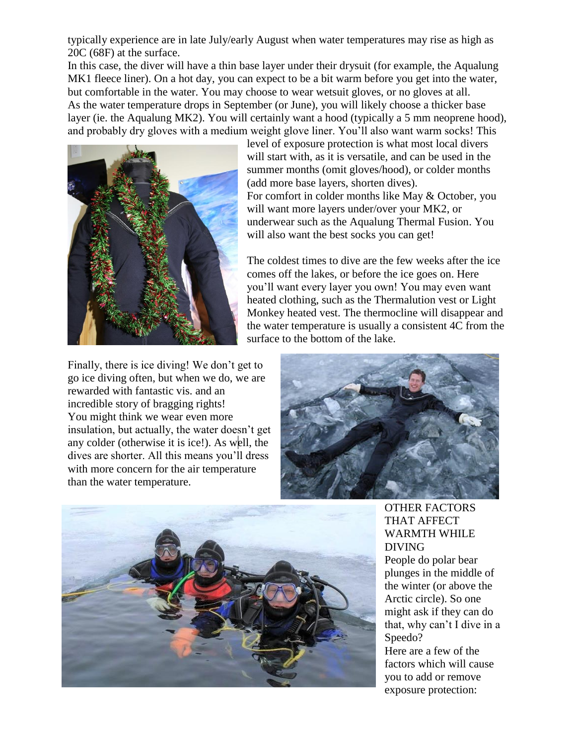typically experience are in late July/early August when water temperatures may rise as high as 20C (68F) at the surface.

In this case, the diver will have a thin base layer under their drysuit (for example, the Aqualung MK1 fleece liner). On a hot day, you can expect to be a bit warm before you get into the water, but comfortable in the water. You may choose to wear wetsuit gloves, or no gloves at all.

As the water temperature drops in September (or June), you will likely choose a thicker base layer (ie. the Aqualung MK2). You will certainly want a hood (typically a 5 mm neoprene hood), and probably dry gloves with a medium weight glove liner. You'll also want warm socks! This level of exposure protection is what most local divers will start with, as it is versatile, and can be used in the summer months (omit gloves/hood), or colder months (add more base layers, shorten dives).

For comfort in colder months like May & October, you will want more layers under/over your MK2, or underwear such as the Aqualung Thermal Fusion. You will also want the best socks you can get!

The coldest times to dive are the few weeks after the ice comes off the lakes, or before the ice goes on. Here you'll want every layer you own! You may even want heated clothing, such as the Thermalution vest or Light Monkey heated vest. The thermocline will disappear and the water temperature is usually a consistent 4C from the surface to the bottom of the lake.

Finally, there is ice diving! We don't get to go ice diving often, but when we do, we are rewarded with fantastic vis. and an incredible story of bragging rights!

You might think we wear even more insulation, but actually, the water doesn't get any colder (otherwise it is ice!). As well, the dives are shorter. All this means you'll dress with more concern for the air temperature than the water temperature.

## OTHER FACTORS THAT AFFECT WARMTH WHILE DIVING

People do polar bear plunges in the middle of the winter (or above the Arctic circle). So one might ask if they can do that, why can't I dive in a Speedo?

Here are a few of the factors which will cause you to add or remove exposure protection: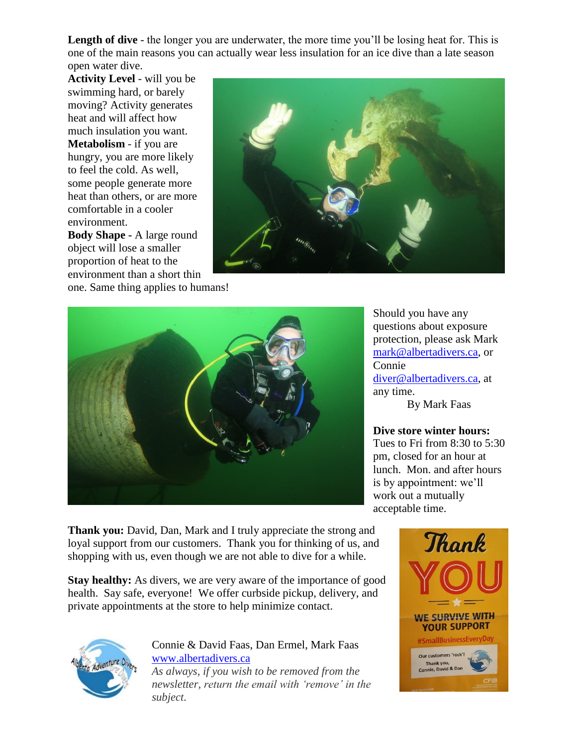**Length of dive** - the longer you are underwater, the more time you'll be losing heat for. This is one of the main reasons you can actually wear less insulation for an ice dive than a late season open water dive.

**Activity Level** - will you be swimming hard, or barely moving? Activity generates heat and will affect how much insulation you want.

**Metabolism** - if you are hungry, you are more likely to feel the cold. As well, some people generate more heat than others, or are more comfortable in a cooler environment.

**Body Shape -** A large round object will lose a smaller proportion of heat to the environment than a short thin one. Same thing applies to humans!

Should you have any questions about exposure protection, please ask Mark mark@albertadivers.ca, or Connie diver@albertadivers.ca, at any time.

By Mark Faas

**Dive store winter hours:** Tues to Fri from 8:30 to 5:30 pm, closed for an hour at lunch. Mon. and after hours is by appointment: we'll work out a mutually acceptable time.

**Thank you:** David, Dan, Mark and I truly appreciate the strong and loyal support from our customers. Thank you for thinking of us, and shopping with us, even though we are not able to dive for a while.

**Stay healthy:** As divers, we are very aware of the importance of good health. Say safe, everyone! We offer curbside pickup, delivery, and private appointments at the store to help minimize contact.

Connie & David Faas, Dan Ermel, Mark Faas
www.albertadivers.ca

*As always, if you wish to be removed from the newsletter, return the email with 'remove' in the subject.*